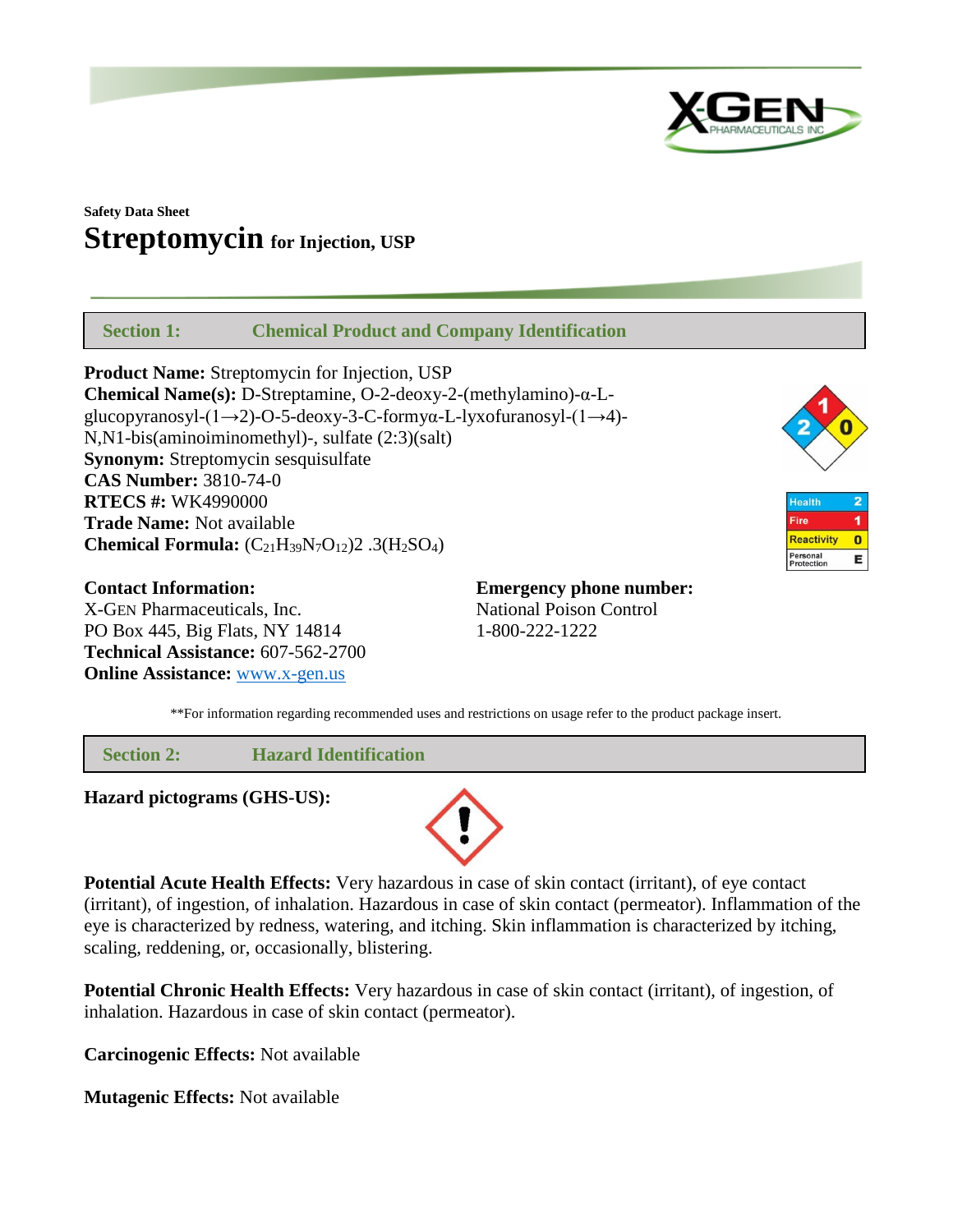**Safety Data Sheet**

# Streptomycin for Injection, USP

## Section 1: Chemical Product and Company Identification

**Product Name:** Streptomycin for Injection, USP
**Chemical Name(s):** D-Streptamine, O-2-deoxy-2-(methylamino)-α-L-glucopyranosyl-(1→2)-O-5-deoxy-3-C-formyα-L-lyxofuranosyl-(1→4)-N,N1-bis(aminoiminomethyl)-, sulfate (2:3)(salt)
**Synonym:** Streptomycin sesquisulfate
**CAS Number:** 3810-74-0
**RTECS #:** WK4990000
**Trade Name:** Not available
**Chemical Formula:** $(C_{21}H_{39}N_7O_{12})2 .3(H_2SO_4)$

| Health | 2 |
|---|---|
| Fire | 1 |
| Reactivity | 0 |
| Personal Protection | E |

**Contact Information:**
X-GEN Pharmaceuticals, Inc.
PO Box 445, Big Flats, NY 14814
**Technical Assistance:** 607-562-2700
**Online Assistance:** www.x-gen.us

**Emergency phone number:**
National Poison Control
1-800-222-1222

**For information regarding recommended uses and restrictions on usage refer to the product package insert.

## Section 2: Hazard Identification

**Hazard pictograms (GHS-US):**

**Potential Acute Health Effects:** Very hazardous in case of skin contact (irritant), of eye contact (irritant), of ingestion, of inhalation. Hazardous in case of skin contact (permeator). Inflammation of the eye is characterized by redness, watering, and itching. Skin inflammation is characterized by itching, scaling, reddening, or, occasionally, blistering.

**Potential Chronic Health Effects:** Very hazardous in case of skin contact (irritant), of ingestion, of inhalation. Hazardous in case of skin contact (permeator).

**Carcinogenic Effects:** Not available

**Mutagenic Effects:** Not available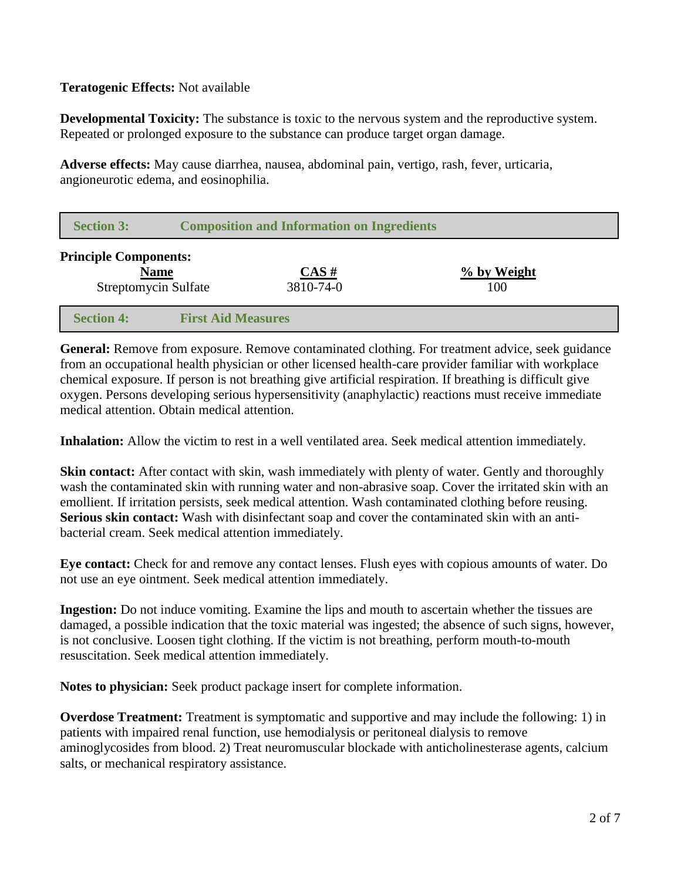**Teratogenic Effects:** Not available

**Developmental Toxicity:** The substance is toxic to the nervous system and the reproductive system. Repeated or prolonged exposure to the substance can produce target organ damage.

**Adverse effects:** May cause diarrhea, nausea, abdominal pain, vertigo, rash, fever, urticaria, angioneurotic edema, and eosinophilia.

## Section 3: Composition and Information on Ingredients

**Principle Components:**

| Name | CAS # | % by Weight |
|---|---|---|
| Streptomycin Sulfate | 3810-74-0 | 100 |

## Section 4: First Aid Measures

**General:** Remove from exposure. Remove contaminated clothing. For treatment advice, seek guidance from an occupational health physician or other licensed health-care provider familiar with workplace chemical exposure. If person is not breathing give artificial respiration. If breathing is difficult give oxygen. Persons developing serious hypersensitivity (anaphylactic) reactions must receive immediate medical attention. Obtain medical attention.

**Inhalation:** Allow the victim to rest in a well ventilated area. Seek medical attention immediately.

**Skin contact:** After contact with skin, wash immediately with plenty of water. Gently and thoroughly wash the contaminated skin with running water and non-abrasive soap. Cover the irritated skin with an emollient. If irritation persists, seek medical attention. Wash contaminated clothing before reusing.
**Serious skin contact:** Wash with disinfectant soap and cover the contaminated skin with an anti-bacterial cream. Seek medical attention immediately.

**Eye contact:** Check for and remove any contact lenses. Flush eyes with copious amounts of water. Do not use an eye ointment. Seek medical attention immediately.

**Ingestion:** Do not induce vomiting. Examine the lips and mouth to ascertain whether the tissues are damaged, a possible indication that the toxic material was ingested; the absence of such signs, however, is not conclusive. Loosen tight clothing. If the victim is not breathing, perform mouth-to-mouth resuscitation. Seek medical attention immediately.

**Notes to physician:** Seek product package insert for complete information.

**Overdose Treatment:** Treatment is symptomatic and supportive and may include the following: 1) in patients with impaired renal function, use hemodialysis or peritoneal dialysis to remove aminoglycosides from blood. 2) Treat neuromuscular blockade with anticholinesterase agents, calcium salts, or mechanical respiratory assistance.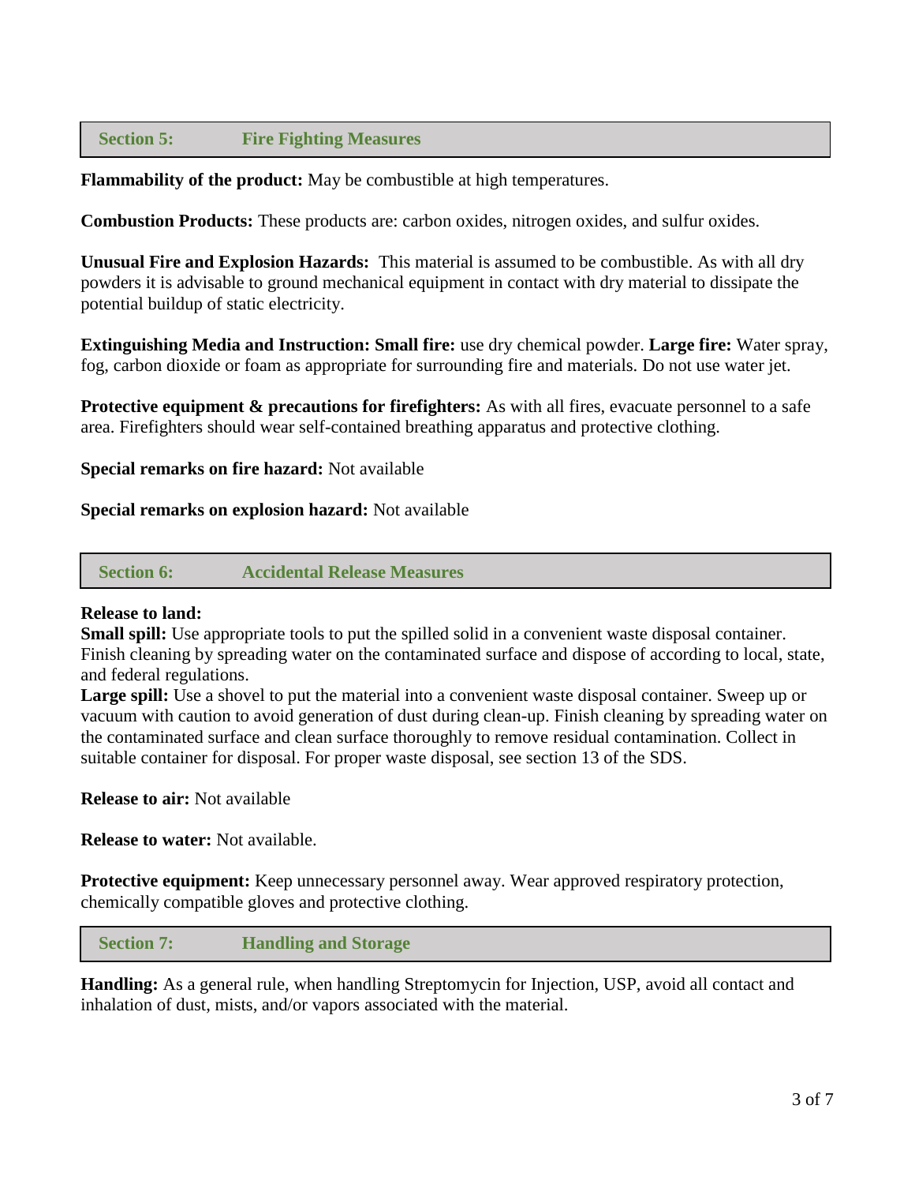## Section 5: Fire Fighting Measures

**Flammability of the product:** May be combustible at high temperatures.

**Combustion Products:** These products are: carbon oxides, nitrogen oxides, and sulfur oxides.

**Unusual Fire and Explosion Hazards:** This material is assumed to be combustible. As with all dry powders it is advisable to ground mechanical equipment in contact with dry material to dissipate the potential buildup of static electricity.

**Extinguishing Media and Instruction: Small fire:** use dry chemical powder. **Large fire:** Water spray, fog, carbon dioxide or foam as appropriate for surrounding fire and materials. Do not use water jet.

**Protective equipment & precautions for firefighters:** As with all fires, evacuate personnel to a safe area. Firefighters should wear self-contained breathing apparatus and protective clothing.

**Special remarks on fire hazard:** Not available

**Special remarks on explosion hazard:** Not available

## Section 6: Accidental Release Measures

**Release to land:**
**Small spill:** Use appropriate tools to put the spilled solid in a convenient waste disposal container. Finish cleaning by spreading water on the contaminated surface and dispose of according to local, state, and federal regulations.
**Large spill:** Use a shovel to put the material into a convenient waste disposal container. Sweep up or vacuum with caution to avoid generation of dust during clean-up. Finish cleaning by spreading water on the contaminated surface and clean surface thoroughly to remove residual contamination. Collect in suitable container for disposal. For proper waste disposal, see section 13 of the SDS.

**Release to air:** Not available

**Release to water:** Not available.

**Protective equipment:** Keep unnecessary personnel away. Wear approved respiratory protection, chemically compatible gloves and protective clothing.

## Section 7: Handling and Storage

**Handling:** As a general rule, when handling Streptomycin for Injection, USP, avoid all contact and inhalation of dust, mists, and/or vapors associated with the material.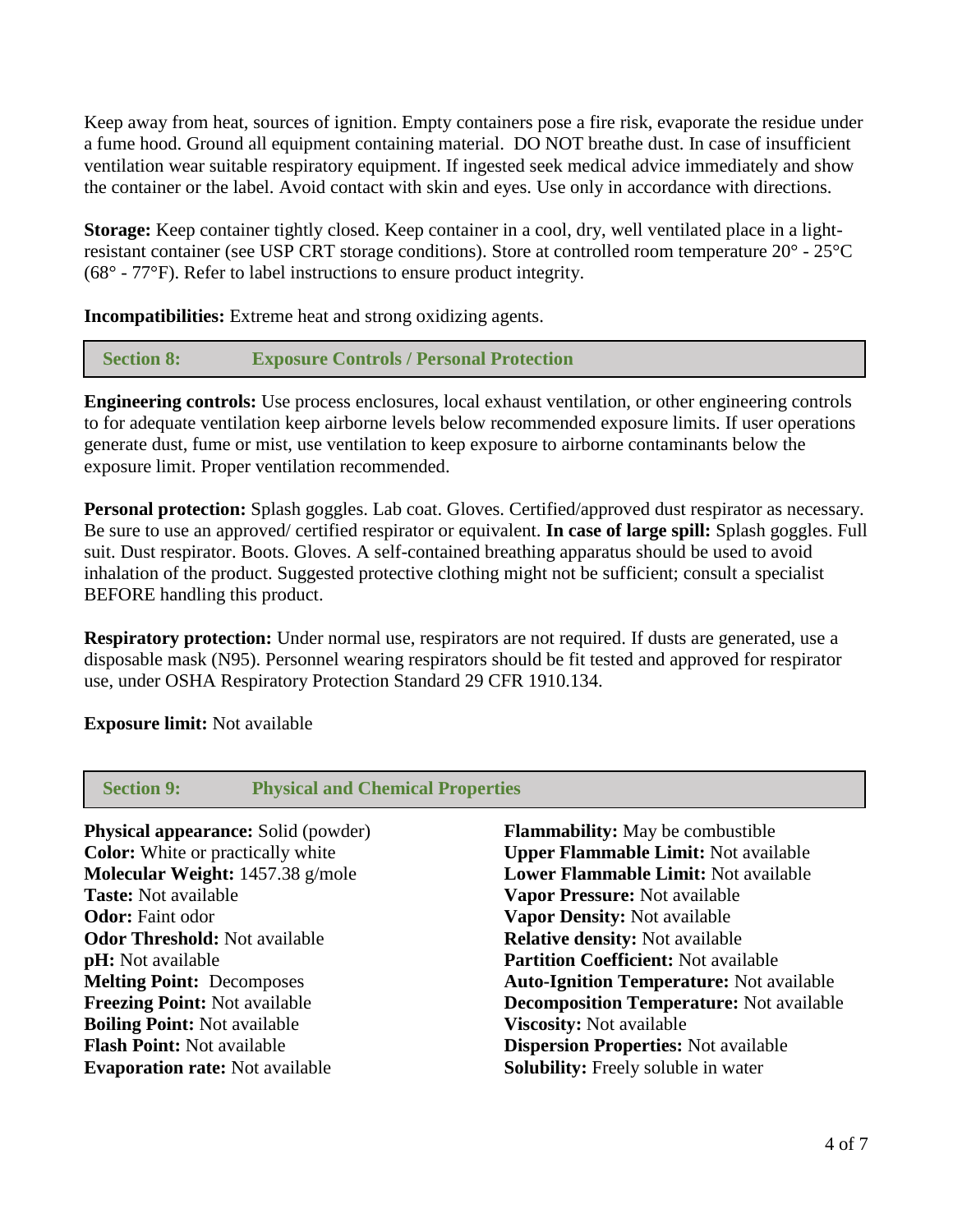Keep away from heat, sources of ignition. Empty containers pose a fire risk, evaporate the residue under a fume hood. Ground all equipment containing material. DO NOT breathe dust. In case of insufficient ventilation wear suitable respiratory equipment. If ingested seek medical advice immediately and show the container or the label. Avoid contact with skin and eyes. Use only in accordance with directions.

**Storage:** Keep container tightly closed. Keep container in a cool, dry, well ventilated place in a light-resistant container (see USP CRT storage conditions). Store at controlled room temperature 20° - 25°C (68° - 77°F). Refer to label instructions to ensure product integrity.

**Incompatibilities:** Extreme heat and strong oxidizing agents.

## Section 8: Exposure Controls / Personal Protection

**Engineering controls:** Use process enclosures, local exhaust ventilation, or other engineering controls to for adequate ventilation keep airborne levels below recommended exposure limits. If user operations generate dust, fume or mist, use ventilation to keep exposure to airborne contaminants below the exposure limit. Proper ventilation recommended.

**Personal protection:** Splash goggles. Lab coat. Gloves. Certified/approved dust respirator as necessary. Be sure to use an approved/ certified respirator or equivalent. **In case of large spill:** Splash goggles. Full suit. Dust respirator. Boots. Gloves. A self-contained breathing apparatus should be used to avoid inhalation of the product. Suggested protective clothing might not be sufficient; consult a specialist BEFORE handling this product.

**Respiratory protection:** Under normal use, respirators are not required. If dusts are generated, use a disposable mask (N95). Personnel wearing respirators should be fit tested and approved for respirator use, under OSHA Respiratory Protection Standard 29 CFR 1910.134.

**Exposure limit:** Not available

## Section 9: Physical and Chemical Properties

**Physical appearance:** Solid (powder)
**Color:** White or practically white
**Molecular Weight:** 1457.38 g/mole
**Taste:** Not available
**Odor:** Faint odor
**Odor Threshold:** Not available
**pH:** Not available
**Melting Point:** Decomposes
**Freezing Point:** Not available
**Boiling Point:** Not available
**Flash Point:** Not available
**Evaporation rate:** Not available

**Flammability:** May be combustible
**Upper Flammable Limit:** Not available
**Lower Flammable Limit:** Not available
**Vapor Pressure:** Not available
**Vapor Density:** Not available
**Relative density:** Not available
**Partition Coefficient:** Not available
**Auto-Ignition Temperature:** Not available
**Decomposition Temperature:** Not available
**Viscosity:** Not available
**Dispersion Properties:** Not available
**Solubility:** Freely soluble in water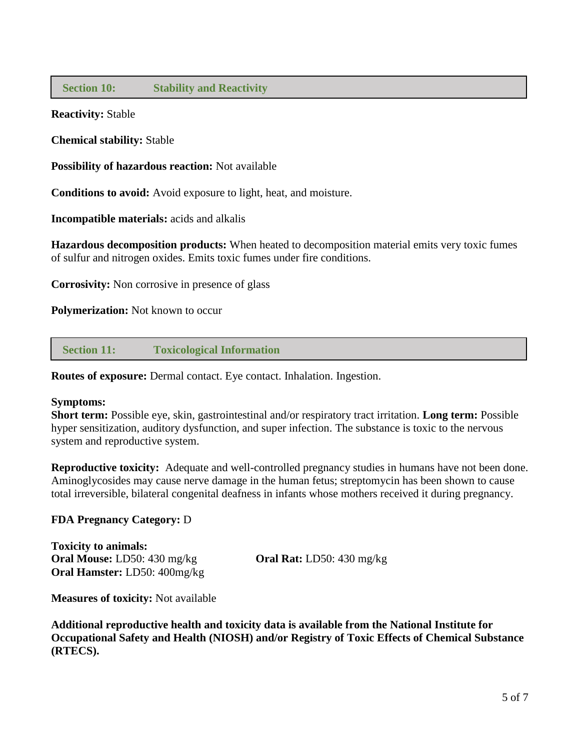## Section 10: Stability and Reactivity

**Reactivity:** Stable

**Chemical stability:** Stable

**Possibility of hazardous reaction:** Not available

**Conditions to avoid:** Avoid exposure to light, heat, and moisture.

**Incompatible materials:** acids and alkalis

**Hazardous decomposition products:** When heated to decomposition material emits very toxic fumes of sulfur and nitrogen oxides. Emits toxic fumes under fire conditions.

**Corrosivity:** Non corrosive in presence of glass

**Polymerization:** Not known to occur

## Section 11: Toxicological Information

**Routes of exposure:** Dermal contact. Eye contact. Inhalation. Ingestion.

**Symptoms:**
**Short term:** Possible eye, skin, gastrointestinal and/or respiratory tract irritation. **Long term:** Possible hyper sensitization, auditory dysfunction, and super infection. The substance is toxic to the nervous system and reproductive system.

**Reproductive toxicity:** Adequate and well-controlled pregnancy studies in humans have not been done. Aminoglycosides may cause nerve damage in the human fetus; streptomycin has been shown to cause total irreversible, bilateral congenital deafness in infants whose mothers received it during pregnancy.

**FDA Pregnancy Category:** D

**Toxicity to animals:**
**Oral Mouse:** LD50: 430 mg/kg
**Oral Rat:** LD50: 430 mg/kg
**Oral Hamster:** LD50: 400mg/kg

**Measures of toxicity:** Not available

**Additional reproductive health and toxicity data is available from the National Institute for Occupational Safety and Health (NIOSH) and/or Registry of Toxic Effects of Chemical Substance (RTECS).**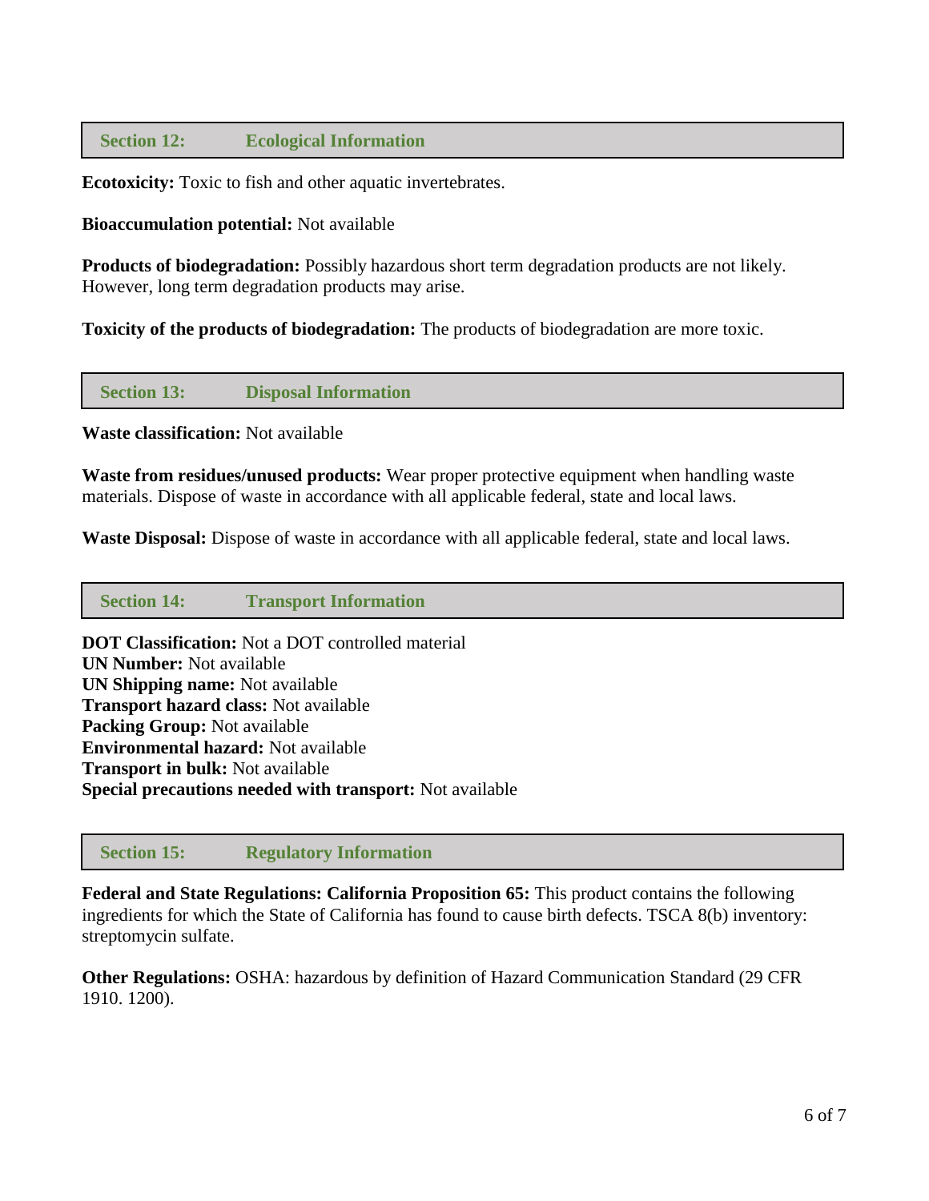## Section 12: Ecological Information

**Ecotoxicity:** Toxic to fish and other aquatic invertebrates.

**Bioaccumulation potential:** Not available

**Products of biodegradation:** Possibly hazardous short term degradation products are not likely. However, long term degradation products may arise.

**Toxicity of the products of biodegradation:** The products of biodegradation are more toxic.

## Section 13: Disposal Information

**Waste classification:** Not available

**Waste from residues/unused products:** Wear proper protective equipment when handling waste materials. Dispose of waste in accordance with all applicable federal, state and local laws.

**Waste Disposal:** Dispose of waste in accordance with all applicable federal, state and local laws.

## Section 14: Transport Information

**DOT Classification:** Not a DOT controlled material
**UN Number:** Not available
**UN Shipping name:** Not available
**Transport hazard class:** Not available
**Packing Group:** Not available
**Environmental hazard:** Not available
**Transport in bulk:** Not available
**Special precautions needed with transport:** Not available

## Section 15: Regulatory Information

**Federal and State Regulations: California Proposition 65:** This product contains the following ingredients for which the State of California has found to cause birth defects. TSCA 8(b) inventory: streptomycin sulfate.

**Other Regulations:** OSHA: hazardous by definition of Hazard Communication Standard (29 CFR 1910. 1200).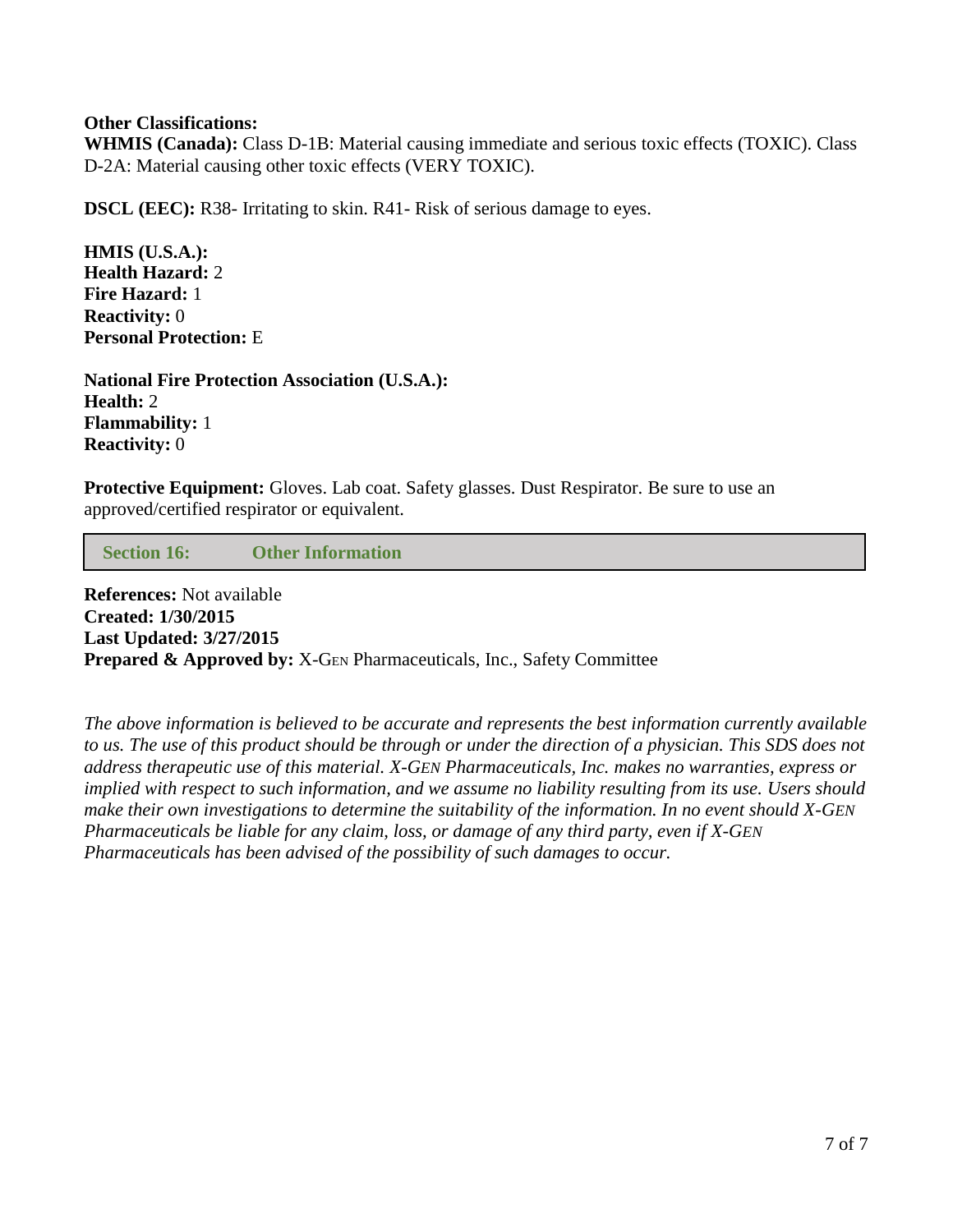**Other Classifications:**

**WHMIS (Canada):** Class D-1B: Material causing immediate and serious toxic effects (TOXIC). Class D-2A: Material causing other toxic effects (VERY TOXIC).

**DSCL (EEC):** R38- Irritating to skin. R41- Risk of serious damage to eyes.

**HMIS (U.S.A.):**
**Health Hazard:** 2
**Fire Hazard:** 1
**Reactivity:** 0
**Personal Protection:** E

**National Fire Protection Association (U.S.A.):**
**Health:** 2
**Flammability:** 1
**Reactivity:** 0

**Protective Equipment:** Gloves. Lab coat. Safety glasses. Dust Respirator. Be sure to use an approved/certified respirator or equivalent.

## Section 16: Other Information

**References:** Not available
**Created: 1/30/2015**
**Last Updated: 3/27/2015**
**Prepared & Approved by:** X-GEN Pharmaceuticals, Inc., Safety Committee

*The above information is believed to be accurate and represents the best information currently available to us. The use of this product should be through or under the direction of a physician. This SDS does not address therapeutic use of this material. X-GEN Pharmaceuticals, Inc. makes no warranties, express or implied with respect to such information, and we assume no liability resulting from its use. Users should make their own investigations to determine the suitability of the information. In no event should X-GEN Pharmaceuticals be liable for any claim, loss, or damage of any third party, even if X-GEN Pharmaceuticals has been advised of the possibility of such damages to occur.*